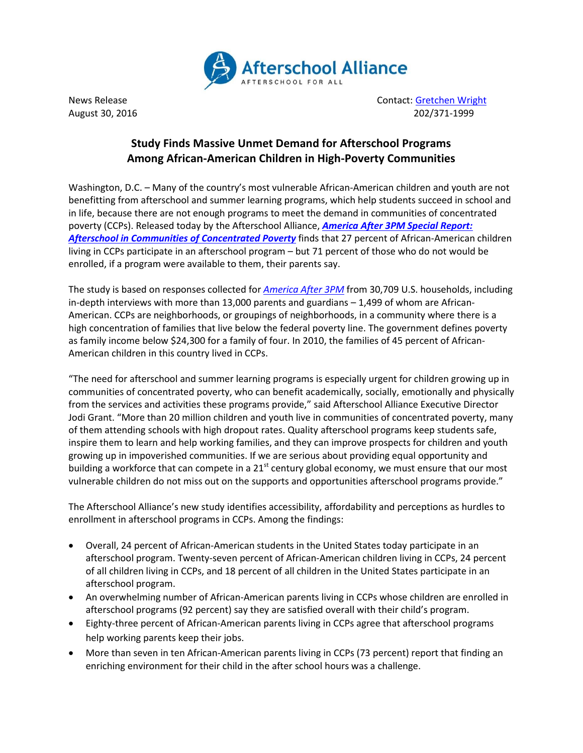Afterschool Alliance
AFTERSCHOOL FOR ALL

News Release
August 30, 2016

Contact: Gretchen Wright
202/371-1999

# Study Finds Massive Unmet Demand for Afterschool Programs Among African-American Children in High-Poverty Communities

Washington, D.C. – Many of the country's most vulnerable African-American children and youth are not benefitting from afterschool and summer learning programs, which help students succeed in school and in life, because there are not enough programs to meet the demand in communities of concentrated poverty (CCPs). Released today by the Afterschool Alliance, ***America After 3PM Special Report: Afterschool in Communities of Concentrated Poverty*** finds that 27 percent of African-American children living in CCPs participate in an afterschool program – but 71 percent of those who do not would be enrolled, if a program were available to them, their parents say.

The study is based on responses collected for *America After 3PM* from 30,709 U.S. households, including in-depth interviews with more than 13,000 parents and guardians – 1,499 of whom are African-American. CCPs are neighborhoods, or groupings of neighborhoods, in a community where there is a high concentration of families that live below the federal poverty line. The government defines poverty as family income below $24,300 for a family of four. In 2010, the families of 45 percent of African-American children in this country lived in CCPs.

"The need for afterschool and summer learning programs is especially urgent for children growing up in communities of concentrated poverty, who can benefit academically, socially, emotionally and physically from the services and activities these programs provide," said Afterschool Alliance Executive Director Jodi Grant. "More than 20 million children and youth live in communities of concentrated poverty, many of them attending schools with high dropout rates. Quality afterschool programs keep students safe, inspire them to learn and help working families, and they can improve prospects for children and youth growing up in impoverished communities. If we are serious about providing equal opportunity and building a workforce that can compete in a 21st century global economy, we must ensure that our most vulnerable children do not miss out on the supports and opportunities afterschool programs provide."

The Afterschool Alliance's new study identifies accessibility, affordability and perceptions as hurdles to enrollment in afterschool programs in CCPs. Among the findings:

- Overall, 24 percent of African-American students in the United States today participate in an afterschool program. Twenty-seven percent of African-American children living in CCPs, 24 percent of all children living in CCPs, and 18 percent of all children in the United States participate in an afterschool program.
- An overwhelming number of African-American parents living in CCPs whose children are enrolled in afterschool programs (92 percent) say they are satisfied overall with their child's program.
- Eighty-three percent of African-American parents living in CCPs agree that afterschool programs help working parents keep their jobs.
- More than seven in ten African-American parents living in CCPs (73 percent) report that finding an enriching environment for their child in the after school hours was a challenge.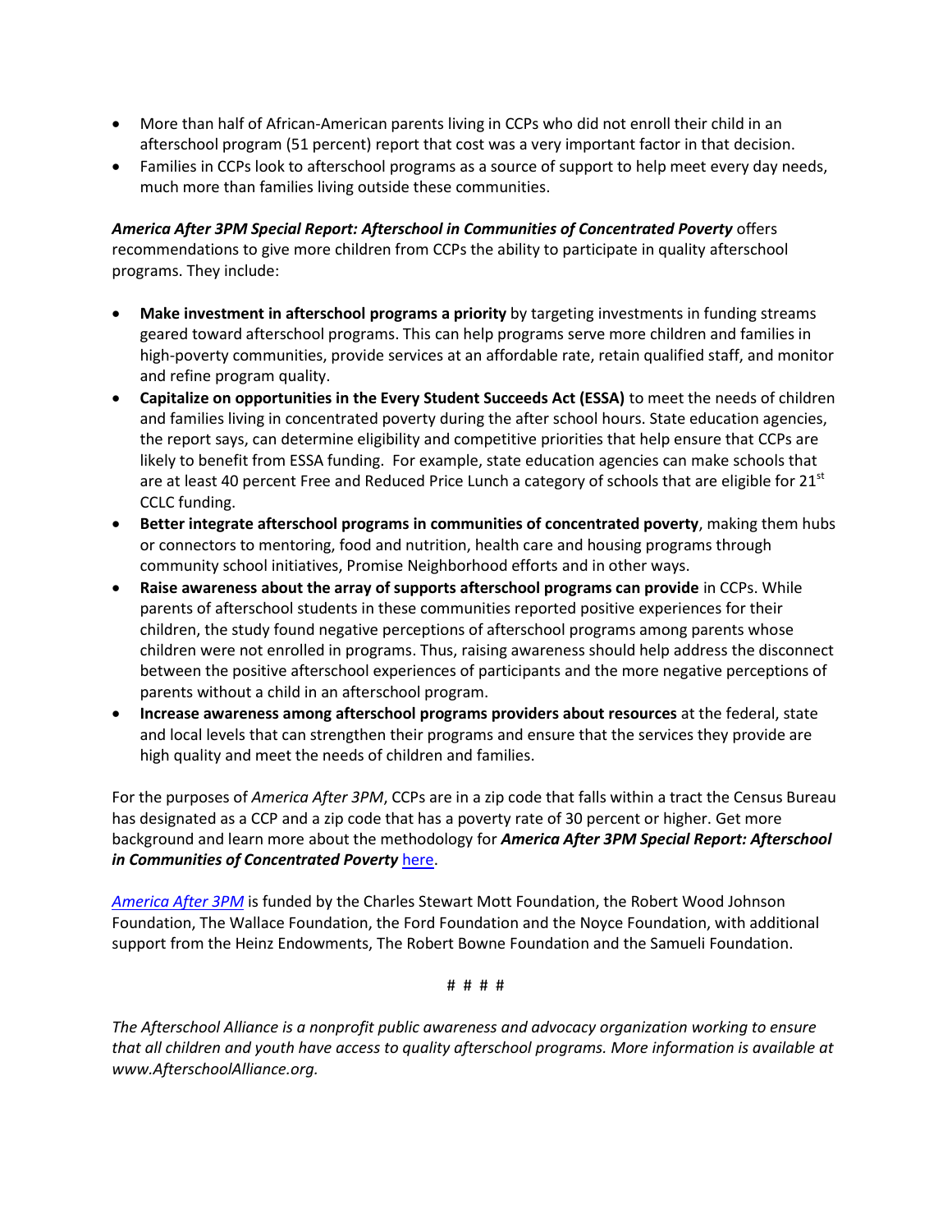- More than half of African-American parents living in CCPs who did not enroll their child in an afterschool program (51 percent) report that cost was a very important factor in that decision.
- Families in CCPs look to afterschool programs as a source of support to help meet every day needs, much more than families living outside these communities.

***America After 3PM Special Report: Afterschool in Communities of Concentrated Poverty*** offers recommendations to give more children from CCPs the ability to participate in quality afterschool programs. They include:

- **Make investment in afterschool programs a priority** by targeting investments in funding streams geared toward afterschool programs. This can help programs serve more children and families in high-poverty communities, provide services at an affordable rate, retain qualified staff, and monitor and refine program quality.
- **Capitalize on opportunities in the Every Student Succeeds Act (ESSA)** to meet the needs of children and families living in concentrated poverty during the after school hours. State education agencies, the report says, can determine eligibility and competitive priorities that help ensure that CCPs are likely to benefit from ESSA funding. For example, state education agencies can make schools that are at least 40 percent Free and Reduced Price Lunch a category of schools that are eligible for 21st CCLC funding.
- **Better integrate afterschool programs in communities of concentrated poverty**, making them hubs or connectors to mentoring, food and nutrition, health care and housing programs through community school initiatives, Promise Neighborhood efforts and in other ways.
- **Raise awareness about the array of supports afterschool programs can provide** in CCPs. While parents of afterschool students in these communities reported positive experiences for their children, the study found negative perceptions of afterschool programs among parents whose children were not enrolled in programs. Thus, raising awareness should help address the disconnect between the positive afterschool experiences of participants and the more negative perceptions of parents without a child in an afterschool program.
- **Increase awareness among afterschool programs providers about resources** at the federal, state and local levels that can strengthen their programs and ensure that the services they provide are high quality and meet the needs of children and families.

For the purposes of *America After 3PM*, CCPs are in a zip code that falls within a tract the Census Bureau has designated as a CCP and a zip code that has a poverty rate of 30 percent or higher. Get more background and learn more about the methodology for ***America After 3PM Special Report: Afterschool in Communities of Concentrated Poverty*** here.

*America After 3PM* is funded by the Charles Stewart Mott Foundation, the Robert Wood Johnson Foundation, The Wallace Foundation, the Ford Foundation and the Noyce Foundation, with additional support from the Heinz Endowments, The Robert Bowne Foundation and the Samueli Foundation.

# # # #

*The Afterschool Alliance is a nonprofit public awareness and advocacy organization working to ensure that all children and youth have access to quality afterschool programs. More information is available at www.AfterschoolAlliance.org.*